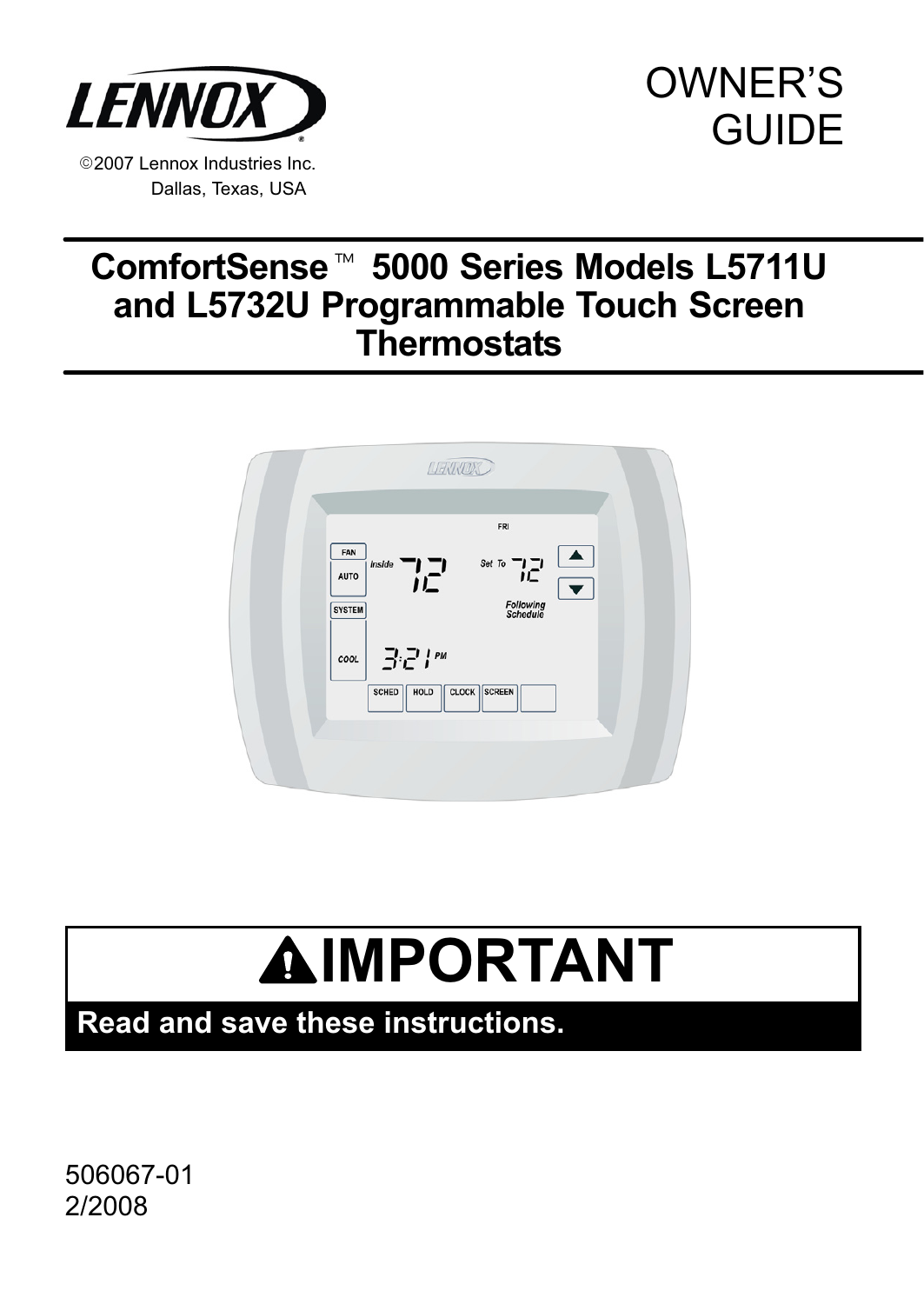©2007 Lennox Industries Inc.
Dallas, Texas, USA

# OWNER'S GUIDE

# ComfortSense™ 5000 Series Models L5711U and L5732U Programmable Touch Screen Thermostats

## IMPORTANT

**Read and save these instructions.**

506067-01
2/2008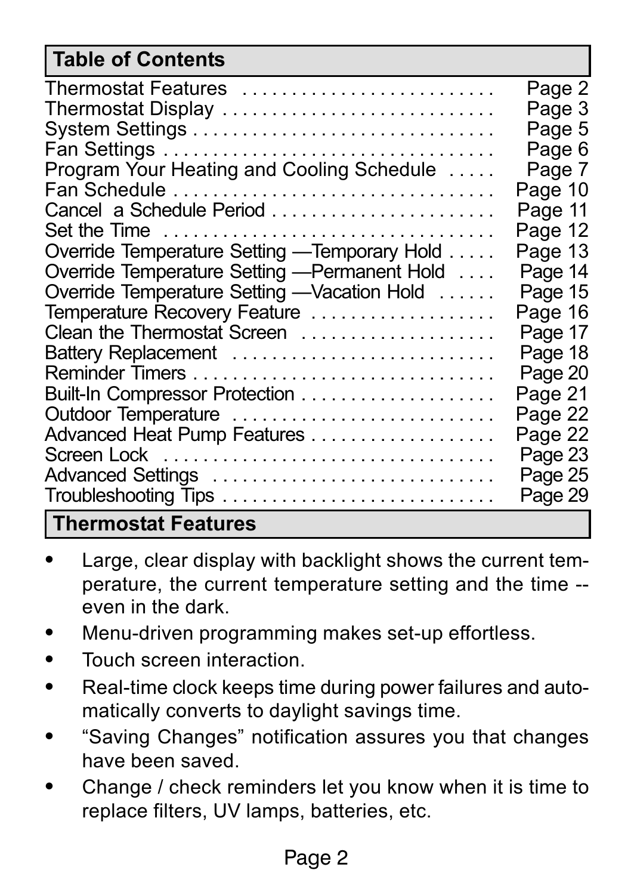## Table of Contents

| Section | Page |
|---|---|
| Thermostat Features | Page 2 |
| Thermostat Display | Page 3 |
| System Settings | Page 5 |
| Fan Settings | Page 6 |
| Program Your Heating and Cooling Schedule | Page 7 |
| Fan Schedule | Page 10 |
| Cancel a Schedule Period | Page 11 |
| Set the Time | Page 12 |
| Override Temperature Setting —Temporary Hold | Page 13 |
| Override Temperature Setting —Permanent Hold | Page 14 |
| Override Temperature Setting —Vacation Hold | Page 15 |
| Temperature Recovery Feature | Page 16 |
| Clean the Thermostat Screen | Page 17 |
| Battery Replacement | Page 18 |
| Reminder Timers | Page 20 |
| Built-In Compressor Protection | Page 21 |
| Outdoor Temperature | Page 22 |
| Advanced Heat Pump Features | Page 22 |
| Screen Lock | Page 23 |
| Advanced Settings | Page 25 |
| Troubleshooting Tips | Page 29 |

## Thermostat Features

- Large, clear display with backlight shows the current temperature, the current temperature setting and the time -- even in the dark.
- Menu-driven programming makes set-up effortless.
- Touch screen interaction.
- Real-time clock keeps time during power failures and automatically converts to daylight savings time.
- "Saving Changes" notification assures you that changes have been saved.
- Change / check reminders let you know when it is time to replace filters, UV lamps, batteries, etc.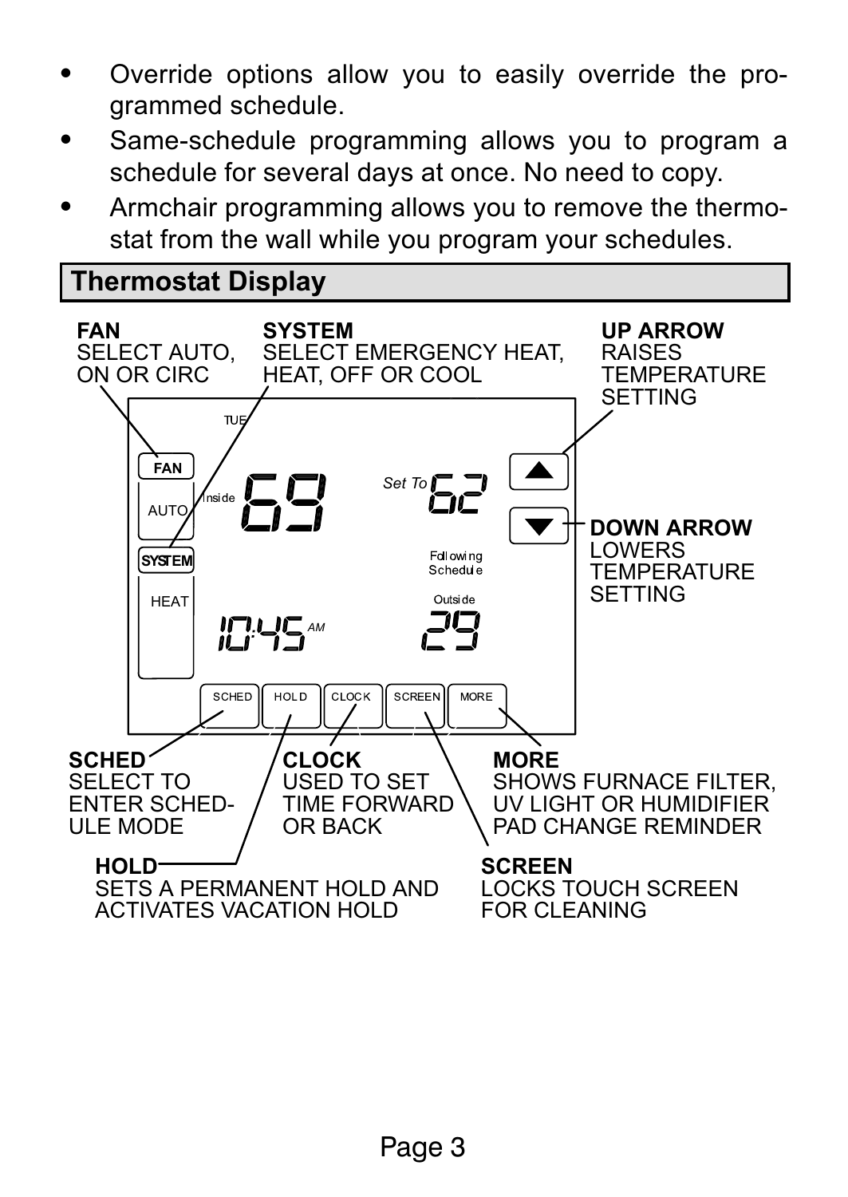- Override options allow you to easily override the programmed schedule.
- Same-schedule programming allows you to program a schedule for several days at once. No need to copy.
- Armchair programming allows you to remove the thermostat from the wall while you program your schedules.

## Thermostat Display

**FAN**
SELECT AUTO, ON OR CIRC

**SYSTEM**
SELECT EMERGENCY HEAT, HEAT, OFF OR COOL

**UP ARROW**
RAISES TEMPERATURE SETTING

**DOWN ARROW**
LOWERS TEMPERATURE SETTING

TUE

FAN

AUTO

Inside 69

Set To 62

SYSTEM

HEAT

Following Schedule

Outside 29

10:45 AM

SCHED | HOLD | CLOCK | SCREEN | MORE

**SCHED**
SELECT TO ENTER SCHEDULE MODE

**CLOCK**
USED TO SET TIME FORWARD OR BACK

**MORE**
SHOWS FURNACE FILTER, UV LIGHT OR HUMIDIFIER PAD CHANGE REMINDER

**HOLD**
SETS A PERMANENT HOLD AND ACTIVATES VACATION HOLD

**SCREEN**
LOCKS TOUCH SCREEN FOR CLEANING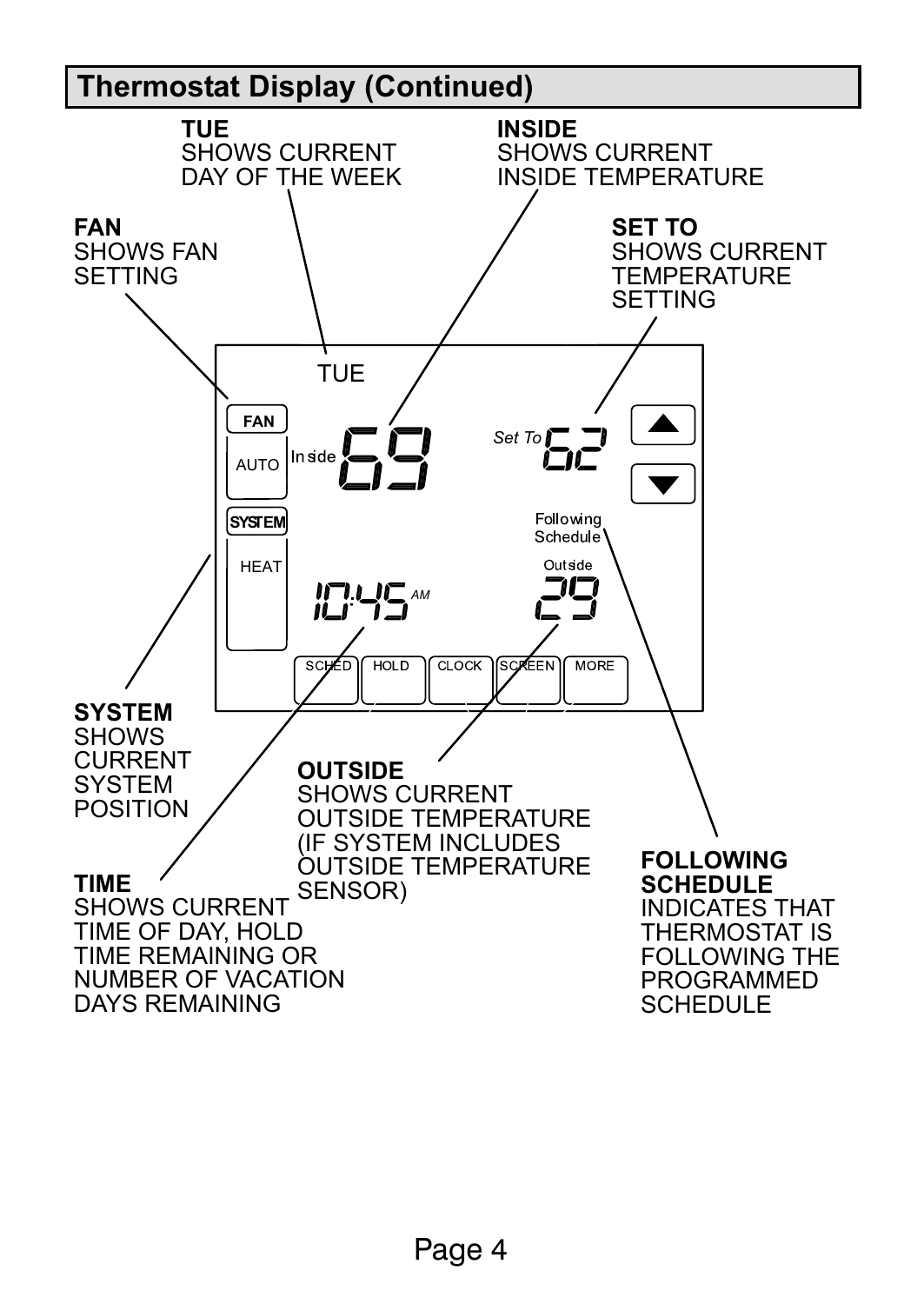## Thermostat Display (Continued)

**TUE**
SHOWS CURRENT DAY OF THE WEEK

**INSIDE**
SHOWS CURRENT INSIDE TEMPERATURE

**FAN**
SHOWS FAN SETTING

**SET TO**
SHOWS CURRENT TEMPERATURE SETTING

TUE

FAN

AUTO

Inside 69

Set To 62

SYSTEM

HEAT

Following Schedule

Outside

10:45 AM

29

SCHED HOLD CLOCK SCREEN MORE

**SYSTEM**
SHOWS CURRENT SYSTEM POSITION

**OUTSIDE**
SHOWS CURRENT OUTSIDE TEMPERATURE (IF SYSTEM INCLUDES OUTSIDE TEMPERATURE SENSOR)

**TIME**
SHOWS CURRENT TIME OF DAY, HOLD TIME REMAINING OR NUMBER OF VACATION DAYS REMAINING

**FOLLOWING SCHEDULE**
INDICATES THAT THERMOSTAT IS FOLLOWING THE PROGRAMMED SCHEDULE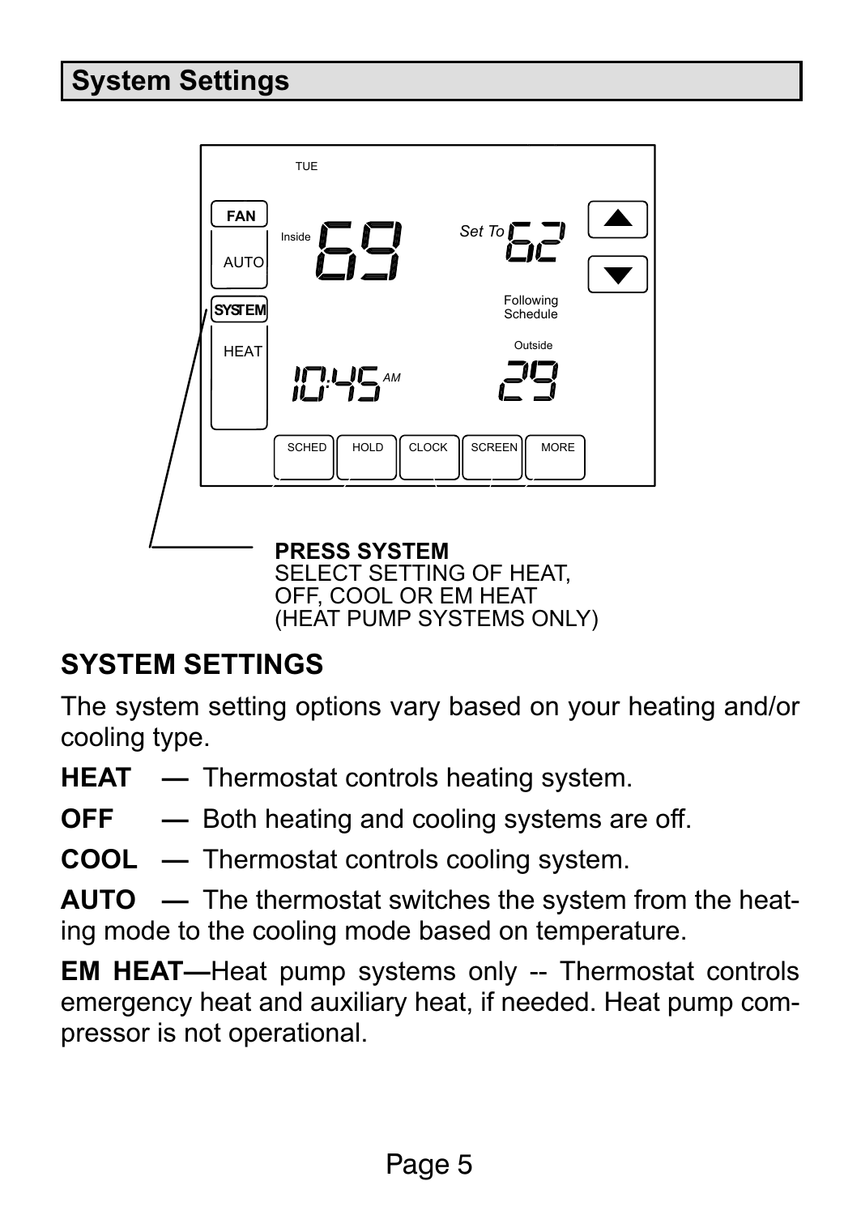# System Settings

**PRESS SYSTEM**
SELECT SETTING OF HEAT, OFF, COOL OR EM HEAT (HEAT PUMP SYSTEMS ONLY)

## SYSTEM SETTINGS

The system setting options vary based on your heating and/or cooling type.

**HEAT** — Thermostat controls heating system.

**OFF** — Both heating and cooling systems are off.

**COOL** — Thermostat controls cooling system.

**AUTO** — The thermostat switches the system from the heating mode to the cooling mode based on temperature.

**EM HEAT**—Heat pump systems only -- Thermostat controls emergency heat and auxiliary heat, if needed. Heat pump compressor is not operational.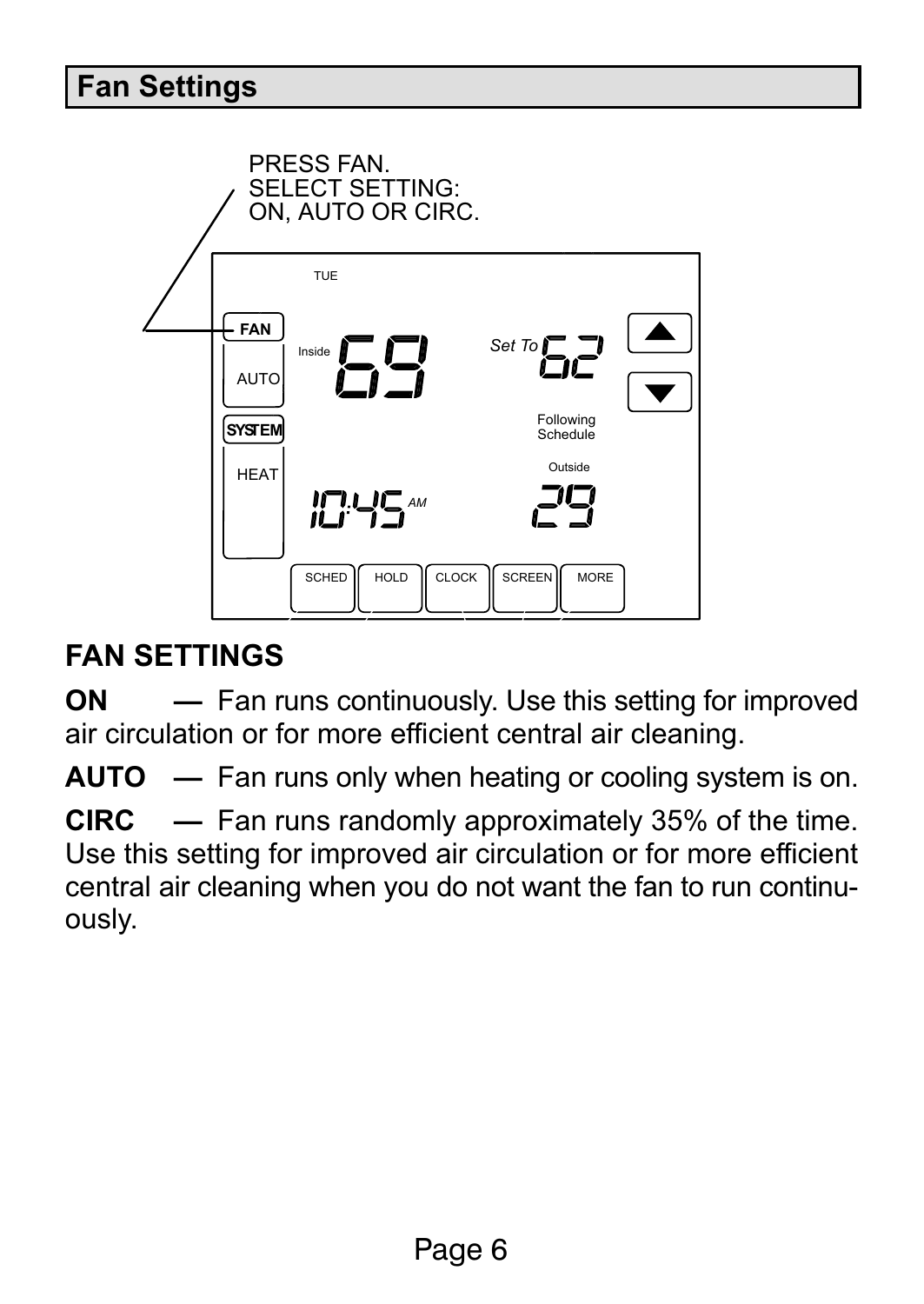# Fan Settings

PRESS FAN.
SELECT SETTING:
ON, AUTO OR CIRC.

TUE

FAN

AUTO

Inside 69

Set To 62

Following Schedule

SYSTEM

HEAT

Outside 29

10:45 AM

SCHED HOLD CLOCK SCREEN MORE

## FAN SETTINGS

**ON** — Fan runs continuously. Use this setting for improved air circulation or for more efficient central air cleaning.

**AUTO** — Fan runs only when heating or cooling system is on.

**CIRC** — Fan runs randomly approximately 35% of the time. Use this setting for improved air circulation or for more efficient central air cleaning when you do not want the fan to run continuously.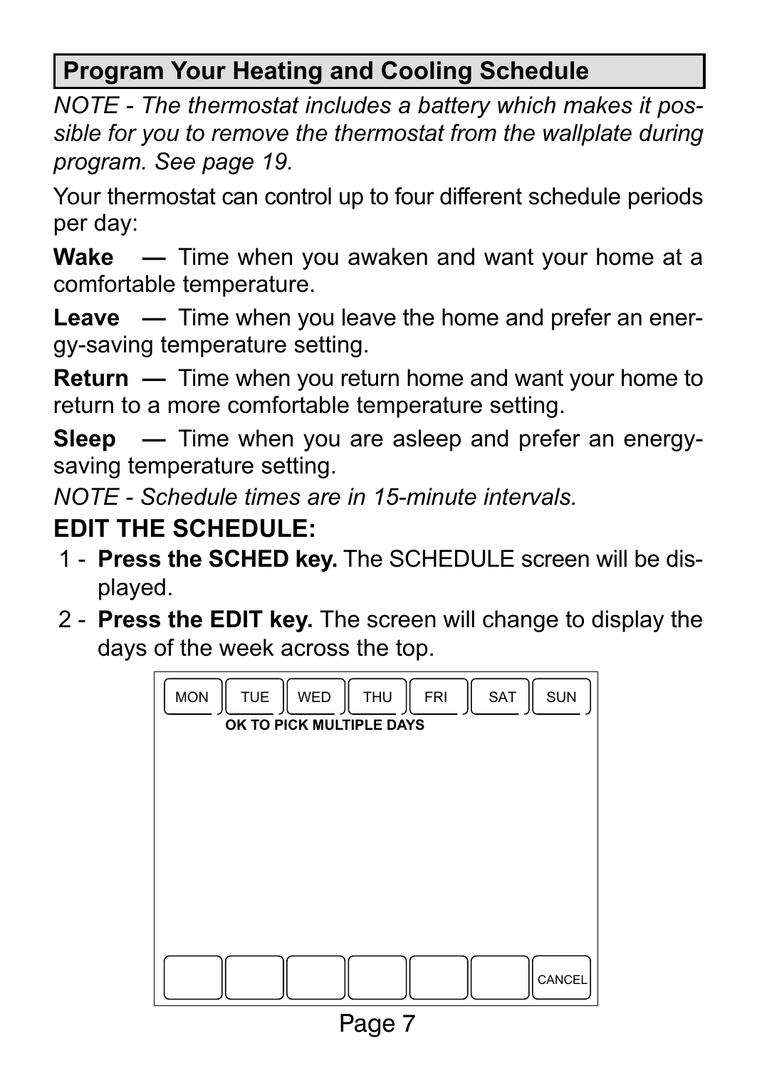## Program Your Heating and Cooling Schedule

*NOTE - The thermostat includes a battery which makes it possible for you to remove the thermostat from the wallplate during program. See page 19.*

Your thermostat can control up to four different schedule periods per day:

**Wake —** Time when you awaken and want your home at a comfortable temperature.

**Leave —** Time when you leave the home and prefer an energy-saving temperature setting.

**Return —** Time when you return home and want your home to return to a more comfortable temperature setting.

**Sleep —** Time when you are asleep and prefer an energy-saving temperature setting.

*NOTE - Schedule times are in 15-minute intervals.*

### EDIT THE SCHEDULE:

1 - **Press the SCHED key.** The SCHEDULE screen will be displayed.

2 - **Press the EDIT key.** The screen will change to display the days of the week across the top.

| MON | TUE | WED | THU | FRI | SAT | SUN |
|---|---|---|---|---|---|---|

**OK TO PICK MULTIPLE DAYS**

| | | | | | | CANCEL |
|---|---|---|---|---|---|---|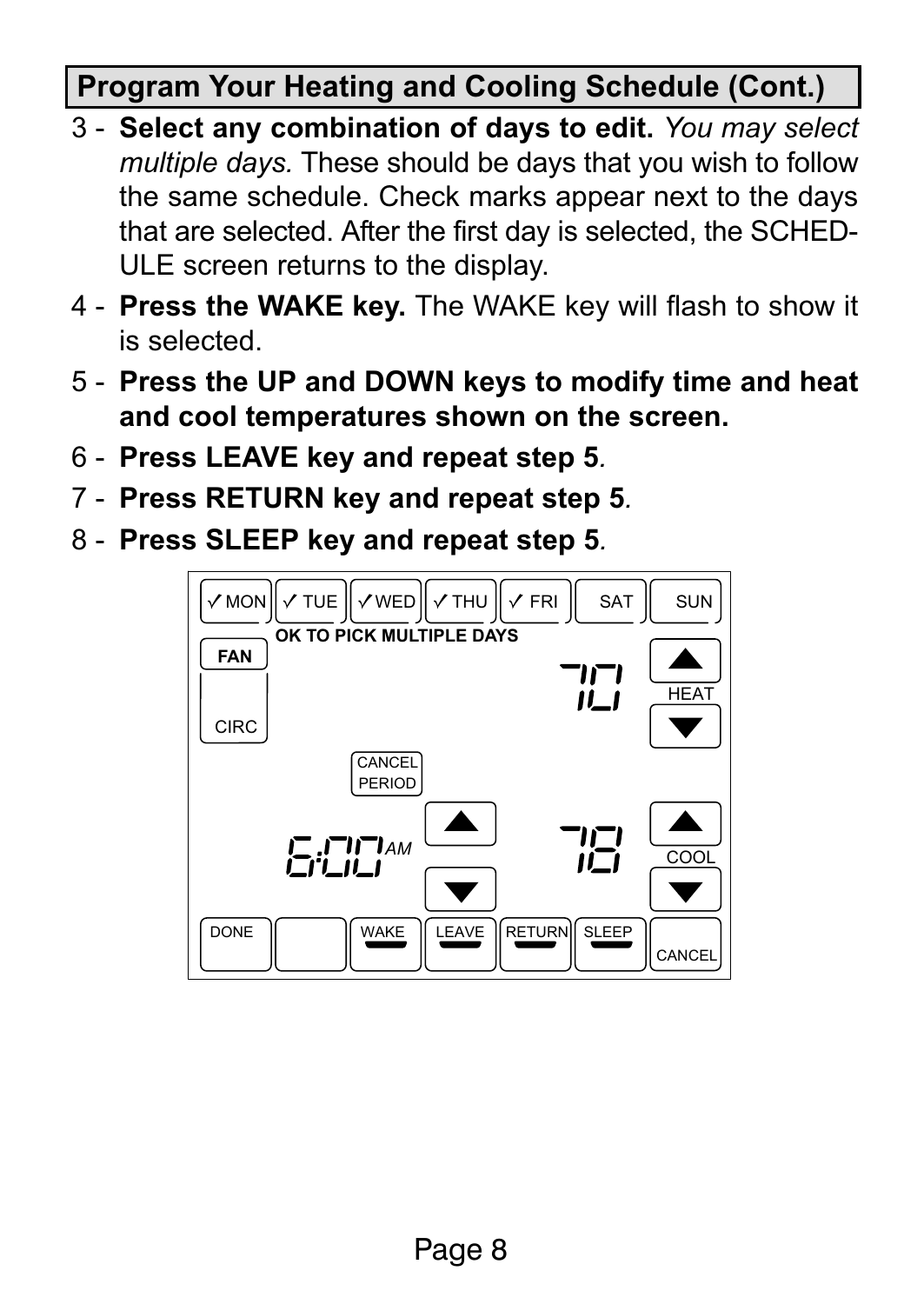## Program Your Heating and Cooling Schedule (Cont.)

3 - **Select any combination of days to edit.** *You may select multiple days.* These should be days that you wish to follow the same schedule. Check marks appear next to the days that are selected. After the first day is selected, the SCHEDULE screen returns to the display.

4 - **Press the WAKE key.** The WAKE key will flash to show it is selected.

5 - **Press the UP and DOWN keys to modify time and heat and cool temperatures shown on the screen.**

6 - **Press LEAVE key and repeat step 5***.*

7 - **Press RETURN key and repeat step 5***.*

8 - **Press SLEEP key and repeat step 5***.*

✓ MON ✓ TUE ✓ WED ✓ THU ✓ FRI SAT SUN

OK TO PICK MULTIPLE DAYS

FAN

CIRC

70

HEAT

CANCEL PERIOD

6:00 AM

78

COOL

DONE WAKE LEAVE RETURN SLEEP CANCEL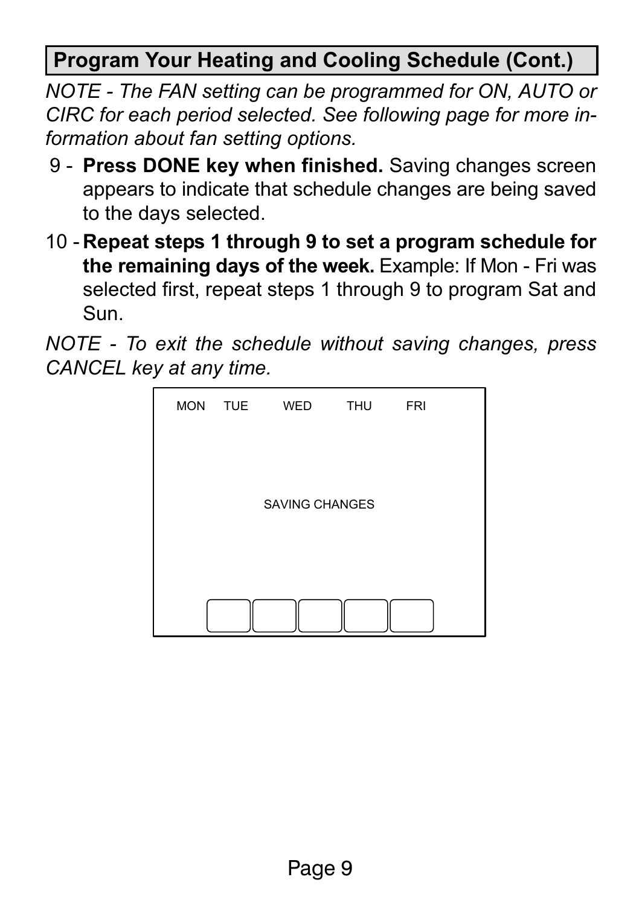## Program Your Heating and Cooling Schedule (Cont.)

*NOTE - The FAN setting can be programmed for ON, AUTO or CIRC for each period selected. See following page for more information about fan setting options.*

9 - **Press DONE key when finished.** Saving changes screen appears to indicate that schedule changes are being saved to the days selected.

10 - **Repeat steps 1 through 9 to set a program schedule for the remaining days of the week.** Example: If Mon - Fri was selected first, repeat steps 1 through 9 to program Sat and Sun.

*NOTE - To exit the schedule without saving changes, press CANCEL key at any time.*

MON TUE WED THU FRI

SAVING CHANGES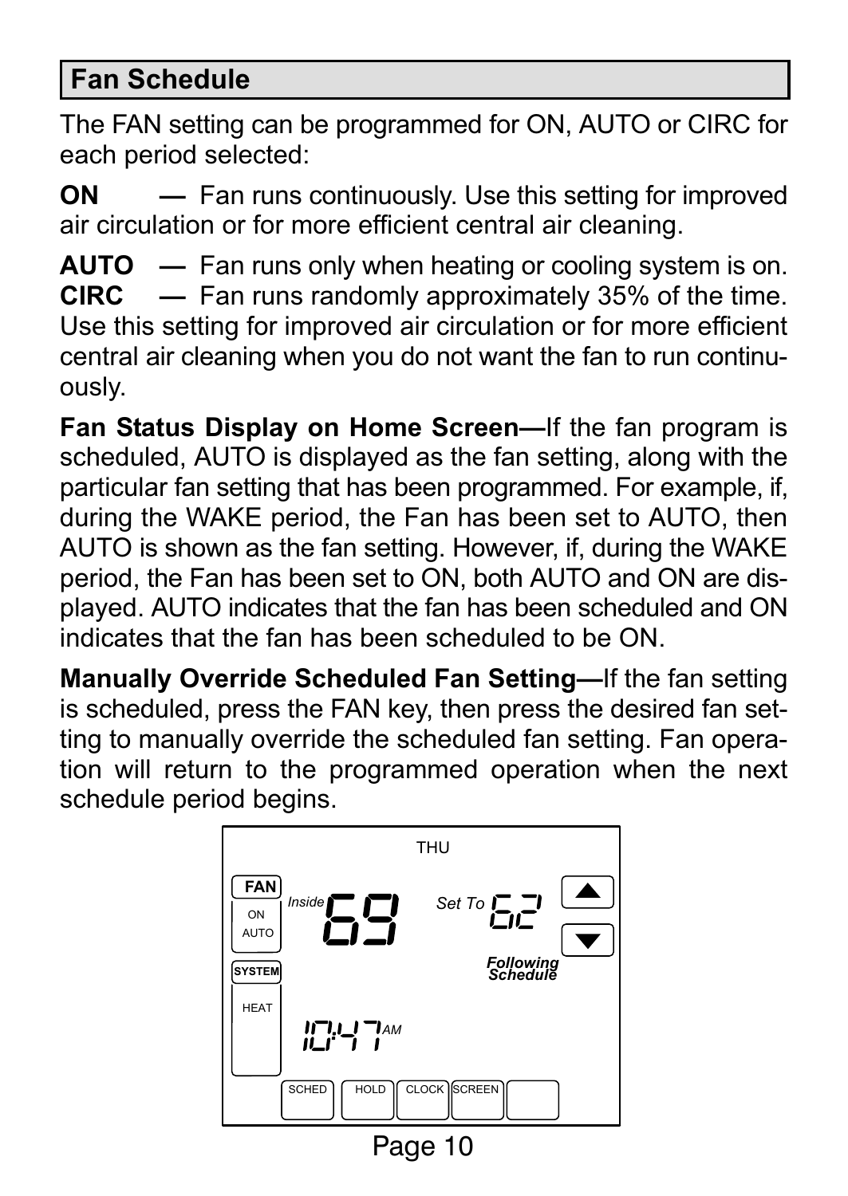## Fan Schedule

The FAN setting can be programmed for ON, AUTO or CIRC for each period selected:

**ON** — Fan runs continuously. Use this setting for improved air circulation or for more efficient central air cleaning.

**AUTO** — Fan runs only when heating or cooling system is on.

**CIRC** — Fan runs randomly approximately 35% of the time. Use this setting for improved air circulation or for more efficient central air cleaning when you do not want the fan to run continuously.

**Fan Status Display on Home Screen—**If the fan program is scheduled, AUTO is displayed as the fan setting, along with the particular fan setting that has been programmed. For example, if, during the WAKE period, the Fan has been set to AUTO, then AUTO is shown as the fan setting. However, if, during the WAKE period, the Fan has been set to ON, both AUTO and ON are displayed. AUTO indicates that the fan has been scheduled and ON indicates that the fan has been scheduled to be ON.

**Manually Override Scheduled Fan Setting—**If the fan setting is scheduled, press the FAN key, then press the desired fan setting to manually override the scheduled fan setting. Fan operation will return to the programmed operation when the next schedule period begins.

THU

FAN
ON
AUTO

Inside 69

Set To 62

Following Schedule

SYSTEM
HEAT

10:47 AM

SCHED HOLD CLOCK SCREEN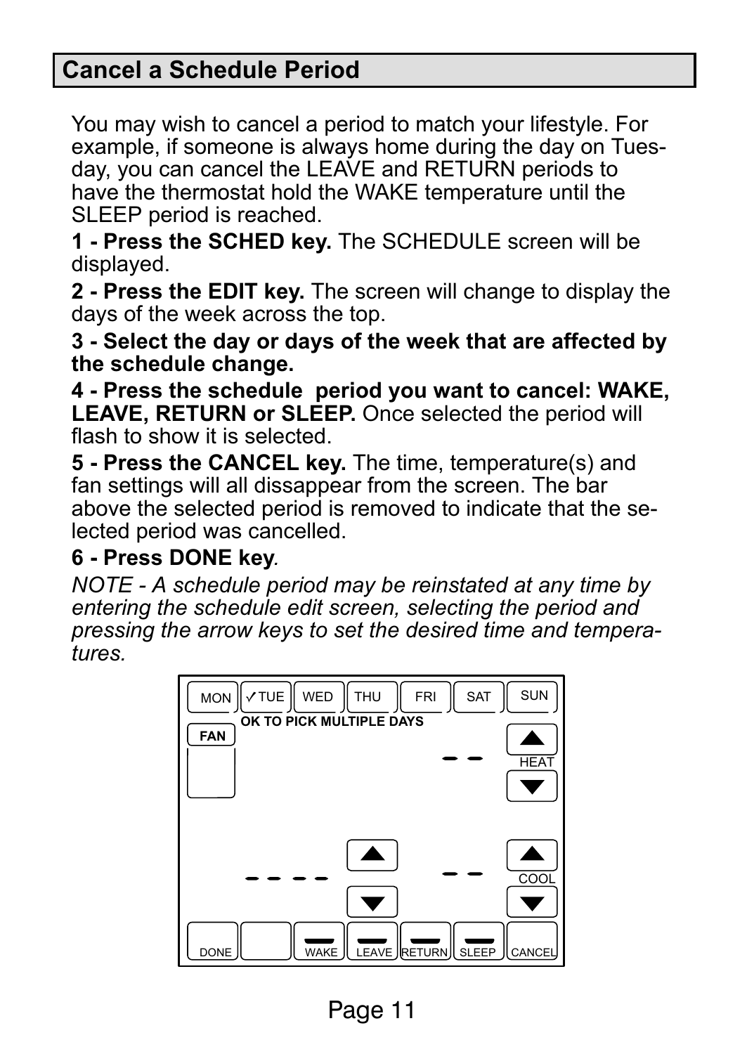## Cancel a Schedule Period

You may wish to cancel a period to match your lifestyle. For example, if someone is always home during the day on Tuesday, you can cancel the LEAVE and RETURN periods to have the thermostat hold the WAKE temperature until the SLEEP period is reached.

**1 - Press the SCHED key.** The SCHEDULE screen will be displayed.

**2 - Press the EDIT key.** The screen will change to display the days of the week across the top.

**3 - Select the day or days of the week that are affected by the schedule change.**

**4 - Press the schedule period you want to cancel: WAKE, LEAVE, RETURN or SLEEP.** Once selected the period will flash to show it is selected.

**5 - Press the CANCEL key.** The time, temperature(s) and fan settings will all dissappear from the screen. The bar above the selected period is removed to indicate that the selected period was cancelled.

**6 - Press DONE key**.

*NOTE - A schedule period may be reinstated at any time by entering the schedule edit screen, selecting the period and pressing the arrow keys to set the desired time and temperatures.*

MON ✓TUE WED THU FRI SAT SUN

OK TO PICK MULTIPLE DAYS

FAN

HEAT

COOL

DONE WAKE LEAVE RETURN SLEEP CANCEL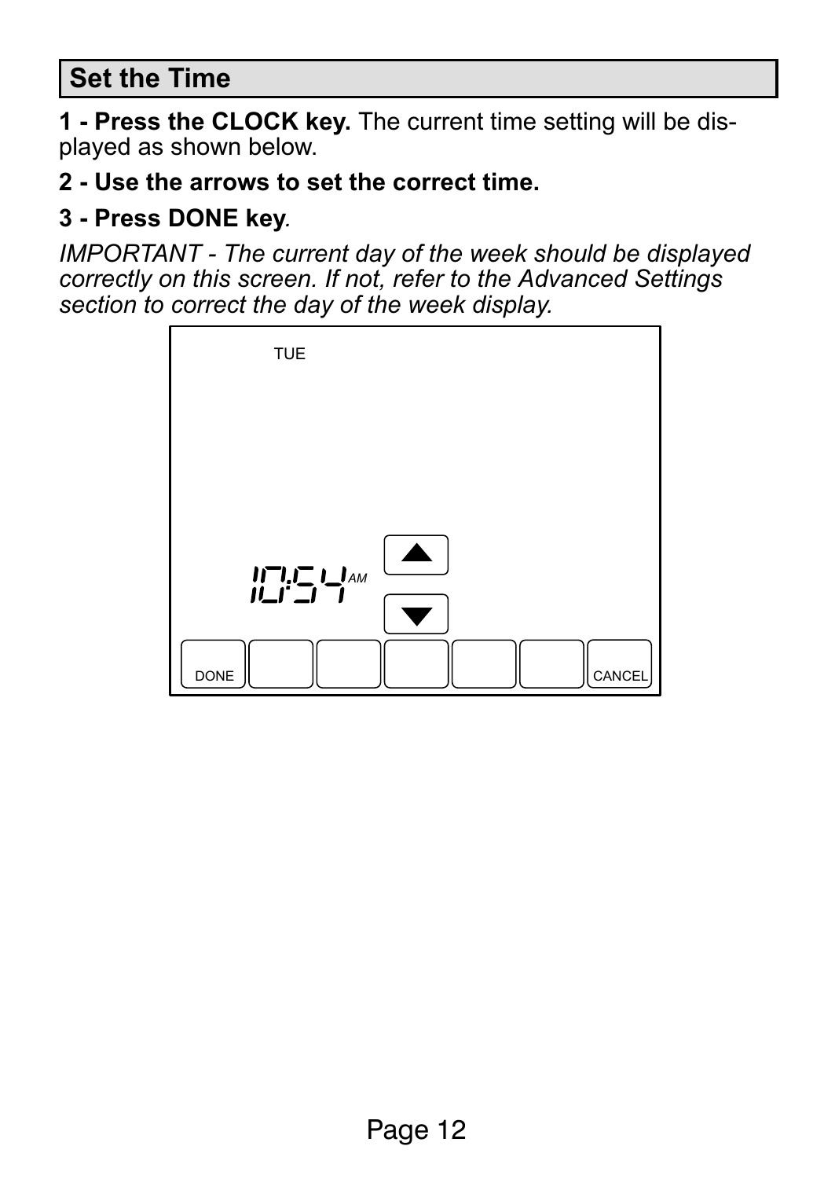## Set the Time

**1 - Press the CLOCK key.** The current time setting will be displayed as shown below.

**2 - Use the arrows to set the correct time.**

**3 - Press DONE key**.

*IMPORTANT - The current day of the week should be displayed correctly on this screen. If not, refer to the Advanced Settings section to correct the day of the week display.*

TUE

10:54 AM

DONE CANCEL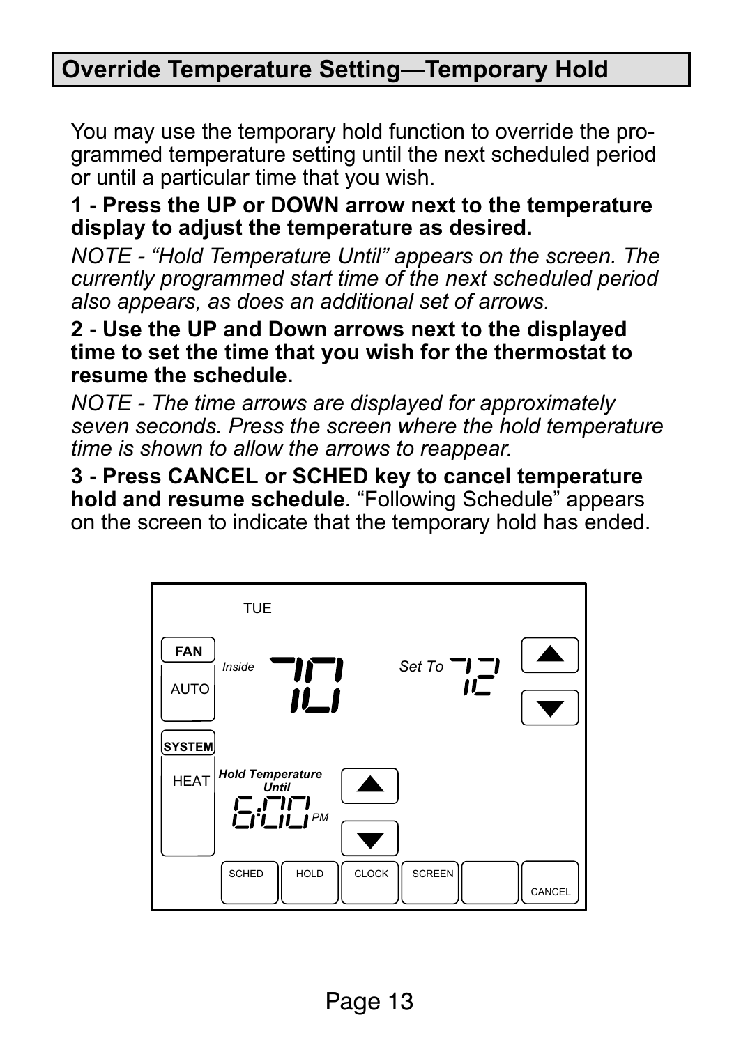## Override Temperature Setting—Temporary Hold

You may use the temporary hold function to override the programmed temperature setting until the next scheduled period or until a particular time that you wish.

**1 - Press the UP or DOWN arrow next to the temperature display to adjust the temperature as desired.**

*NOTE - "Hold Temperature Until" appears on the screen. The currently programmed start time of the next scheduled period also appears, as does an additional set of arrows.*

**2 - Use the UP and Down arrows next to the displayed time to set the time that you wish for the thermostat to resume the schedule.**

*NOTE - The time arrows are displayed for approximately seven seconds. Press the screen where the hold temperature time is shown to allow the arrows to reappear.*

**3 - Press CANCEL or SCHED key to cancel temperature hold and resume schedule**. "Following Schedule" appears on the screen to indicate that the temporary hold has ended.

TUE

FAN AUTO — *Inside* 70 — *Set To* 72

SYSTEM HEAT — ***Hold Temperature Until*** 6:00 *PM*

SCHED | HOLD | CLOCK | SCREEN | CANCEL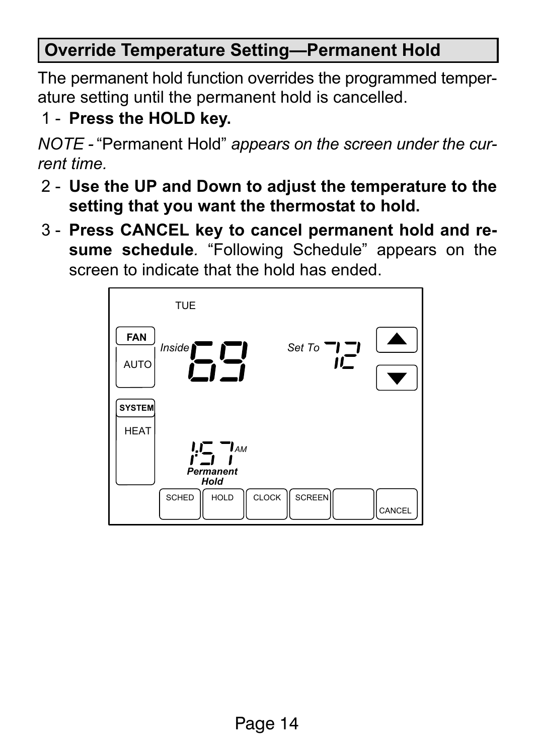## Override Temperature Setting—Permanent Hold

The permanent hold function overrides the programmed temperature setting until the permanent hold is cancelled.

1 - **Press the HOLD key.**

*NOTE -* "Permanent Hold" *appears on the screen under the current time.*

2 - **Use the UP and Down to adjust the temperature to the setting that you want the thermostat to hold.**

3 - **Press CANCEL key to cancel permanent hold and resume schedule**. "Following Schedule" appears on the screen to indicate that the hold has ended.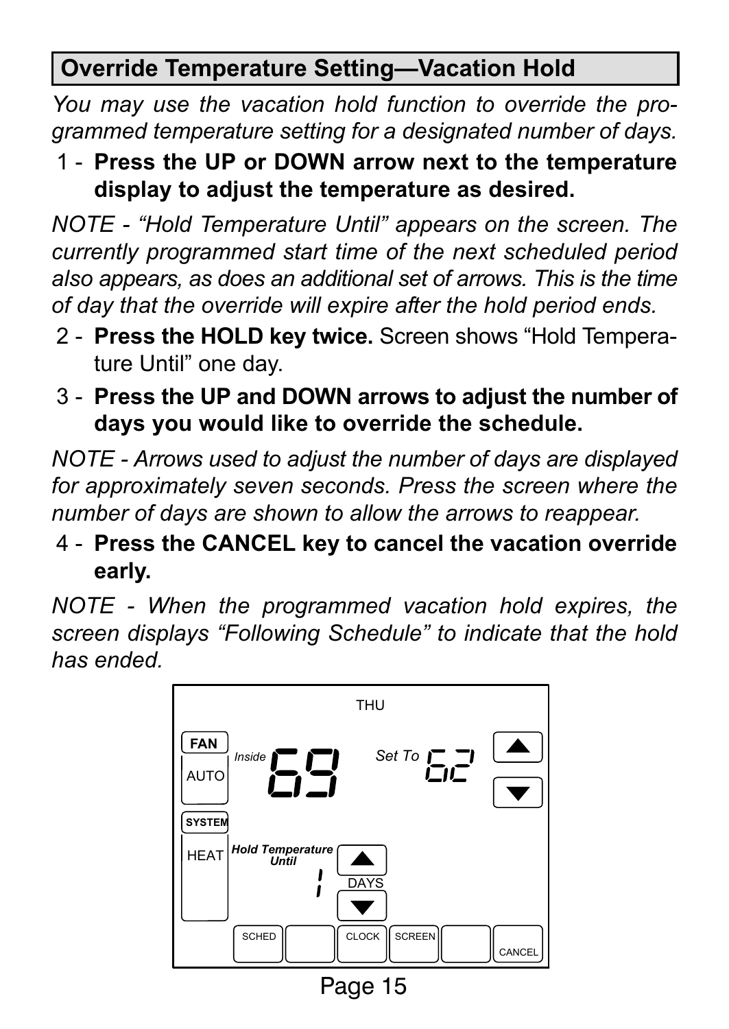## Override Temperature Setting—Vacation Hold

*You may use the vacation hold function to override the programmed temperature setting for a designated number of days.*

1 - **Press the UP or DOWN arrow next to the temperature display to adjust the temperature as desired.**

*NOTE - "Hold Temperature Until" appears on the screen. The currently programmed start time of the next scheduled period also appears, as does an additional set of arrows. This is the time of day that the override will expire after the hold period ends.*

2 - **Press the HOLD key twice.** Screen shows "Hold Temperature Until" one day.

3 - **Press the UP and DOWN arrows to adjust the number of days you would like to override the schedule.**

*NOTE - Arrows used to adjust the number of days are displayed for approximately seven seconds. Press the screen where the number of days are shown to allow the arrows to reappear.*

4 - **Press the CANCEL key to cancel the vacation override early.**

*NOTE - When the programmed vacation hold expires, the screen displays "Following Schedule" to indicate that the hold has ended.*

THU

FAN AUTO | Inside 69 | Set To 62

SYSTEM HEAT | *Hold Temperature Until* 1 DAYS

SCHED | CLOCK | SCREEN | CANCEL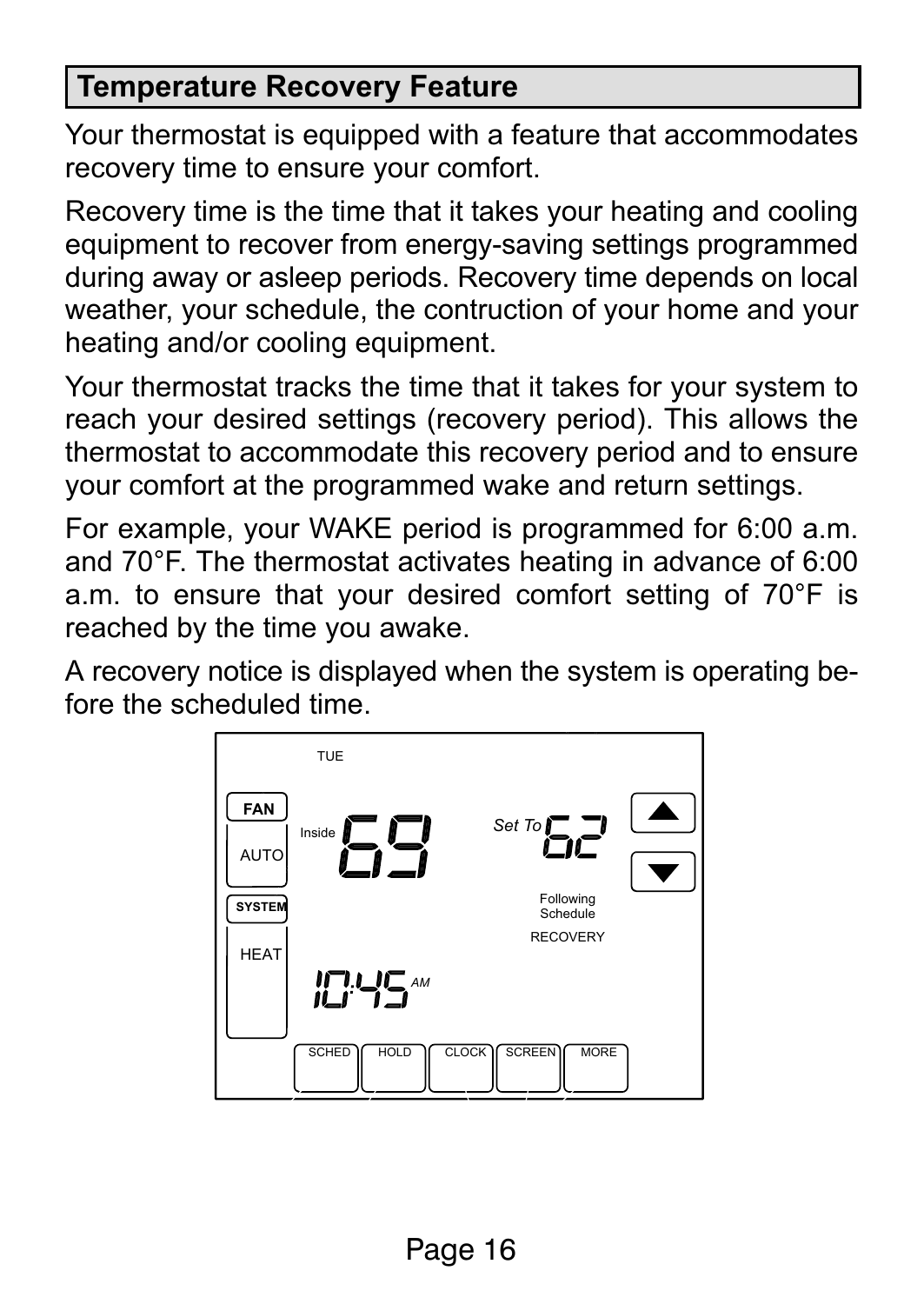## Temperature Recovery Feature

Your thermostat is equipped with a feature that accommodates recovery time to ensure your comfort.

Recovery time is the time that it takes your heating and cooling equipment to recover from energy-saving settings programmed during away or asleep periods. Recovery time depends on local weather, your schedule, the contruction of your home and your heating and/or cooling equipment.

Your thermostat tracks the time that it takes for your system to reach your desired settings (recovery period). This allows the thermostat to accommodate this recovery period and to ensure your comfort at the programmed wake and return settings.

For example, your WAKE period is programmed for 6:00 a.m. and 70°F. The thermostat activates heating in advance of 6:00 a.m. to ensure that your desired comfort setting of 70°F is reached by the time you awake.

A recovery notice is displayed when the system is operating before the scheduled time.

TUE

FAN

AUTO

Inside 69

Set To 62

Following Schedule

RECOVERY

SYSTEM

HEAT

10:45 AM

SCHED HOLD CLOCK SCREEN MORE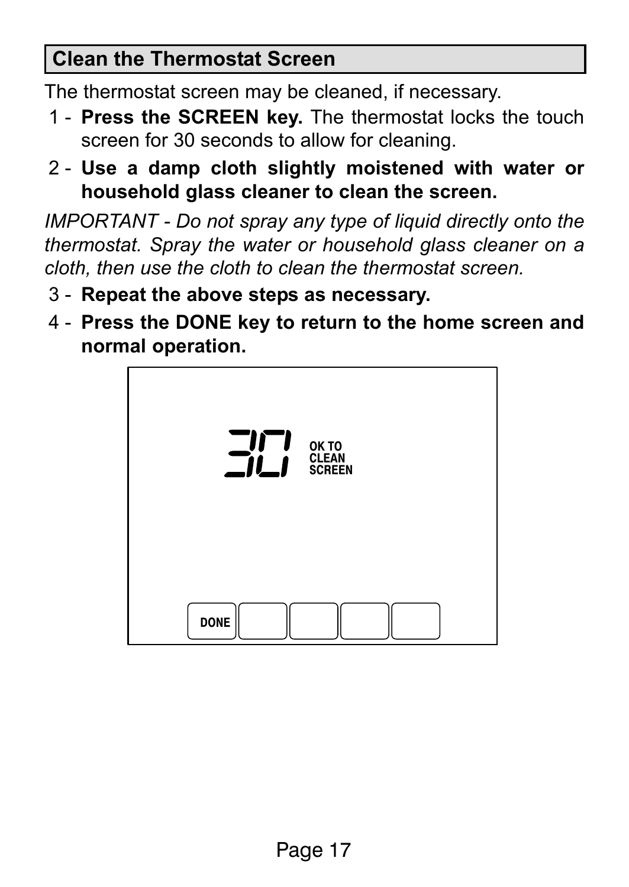## Clean the Thermostat Screen

The thermostat screen may be cleaned, if necessary.

1 - **Press the SCREEN key.** The thermostat locks the touch screen for 30 seconds to allow for cleaning.

2 - **Use a damp cloth slightly moistened with water or household glass cleaner to clean the screen.**

*IMPORTANT - Do not spray any type of liquid directly onto the thermostat. Spray the water or household glass cleaner on a cloth, then use the cloth to clean the thermostat screen.*

3 - **Repeat the above steps as necessary.**

4 - **Press the DONE key to return to the home screen and normal operation.**

30 OK TO CLEAN SCREEN

DONE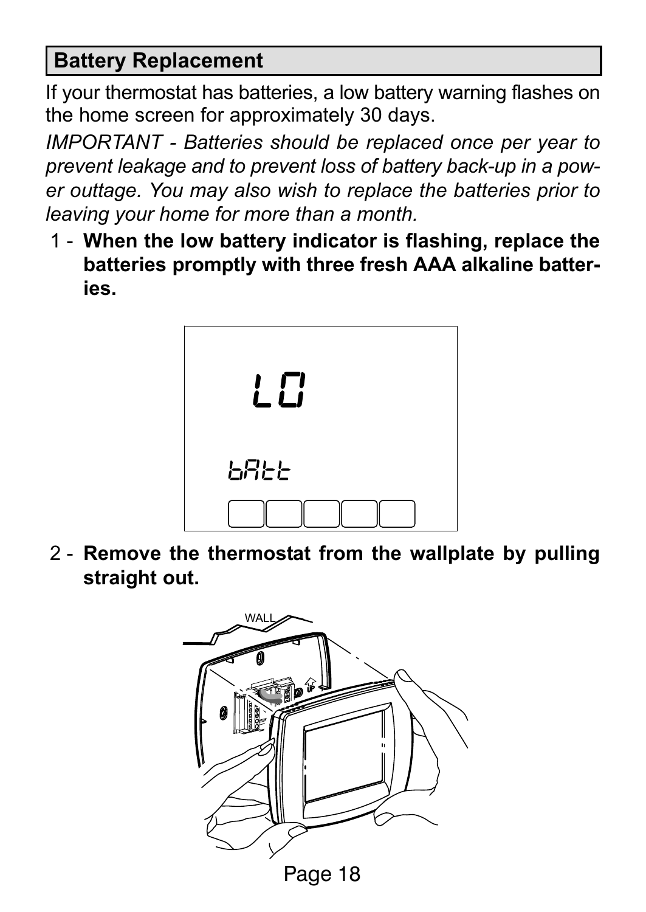## Battery Replacement

If your thermostat has batteries, a low battery warning flashes on the home screen for approximately 30 days.

*IMPORTANT - Batteries should be replaced once per year to prevent leakage and to prevent loss of battery back-up in a power outtage. You may also wish to replace the batteries prior to leaving your home for more than a month.*

1 - **When the low battery indicator is flashing, replace the batteries promptly with three fresh AAA alkaline batteries.**

LO

bAtt

2 - **Remove the thermostat from the wallplate by pulling straight out.**

WALL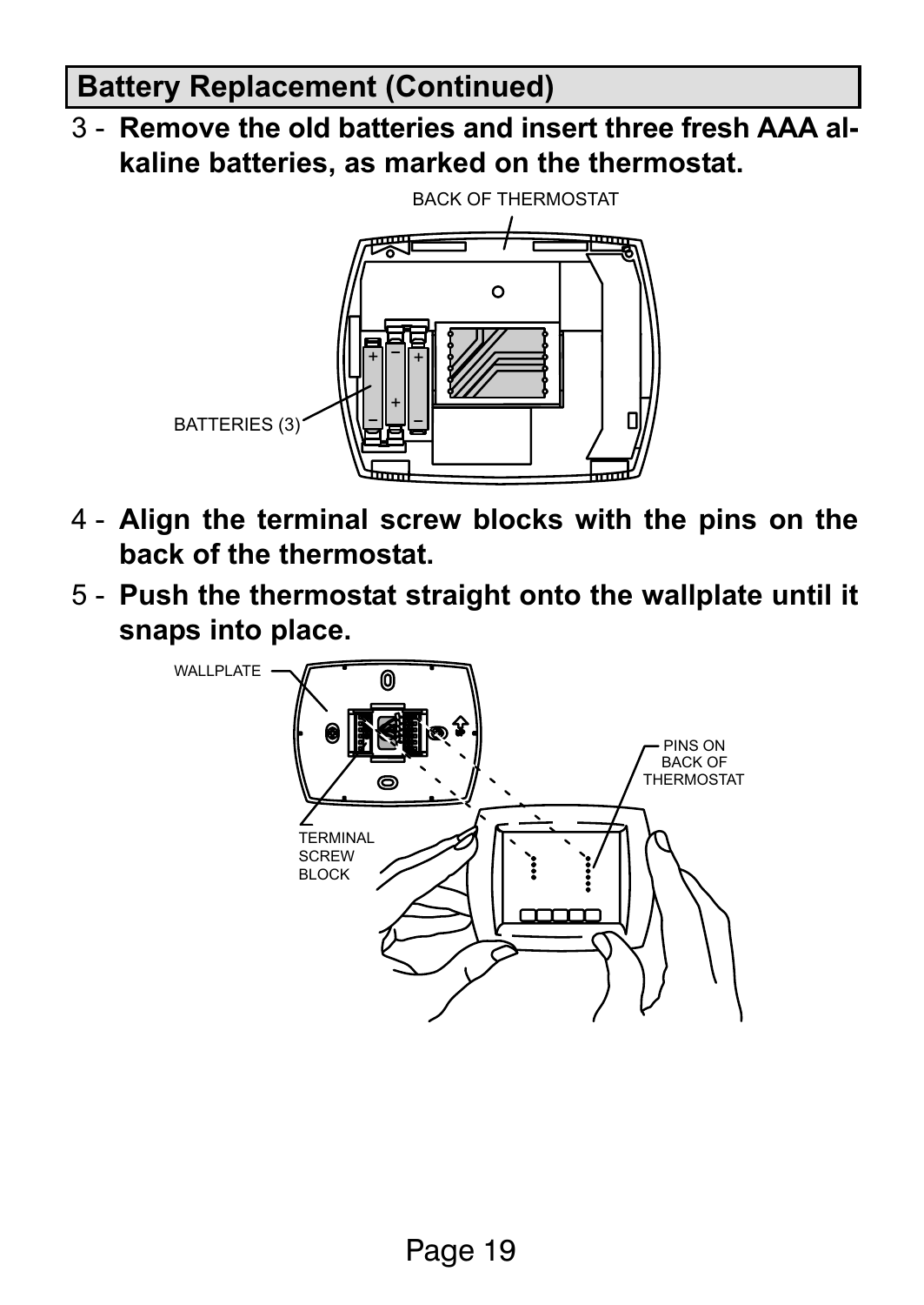## Battery Replacement (Continued)

3 - **Remove the old batteries and insert three fresh AAA alkaline batteries, as marked on the thermostat.**

BACK OF THERMOSTAT

BATTERIES (3)

4 - **Align the terminal screw blocks with the pins on the back of the thermostat.**

5 - **Push the thermostat straight onto the wallplate until it snaps into place.**

WALLPLATE

PINS ON BACK OF THERMOSTAT

TERMINAL SCREW BLOCK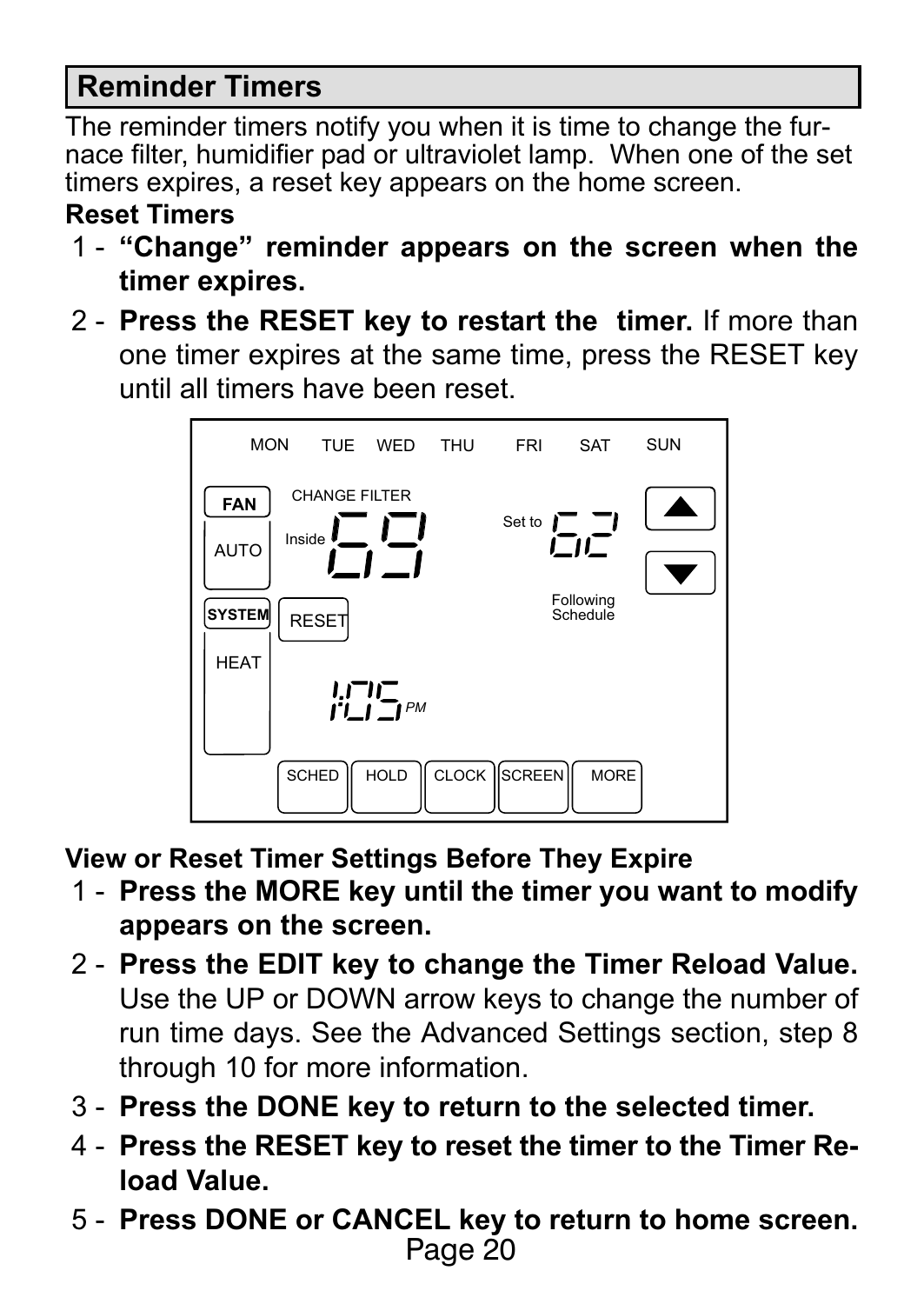## Reminder Timers

The reminder timers notify you when it is time to change the furnace filter, humidifier pad or ultraviolet lamp. When one of the set timers expires, a reset key appears on the home screen.

**Reset Timers**

1 - **"Change" reminder appears on the screen when the timer expires.**

2 - **Press the RESET key to restart the timer.** If more than one timer expires at the same time, press the RESET key until all timers have been reset.

**View or Reset Timer Settings Before They Expire**

1 - **Press the MORE key until the timer you want to modify appears on the screen.**

2 - **Press the EDIT key to change the Timer Reload Value.** Use the UP or DOWN arrow keys to change the number of run time days. See the Advanced Settings section, step 8 through 10 for more information.

3 - **Press the DONE key to return to the selected timer.**

4 - **Press the RESET key to reset the timer to the Timer Reload Value.**

5 - **Press DONE or CANCEL key to return to home screen.**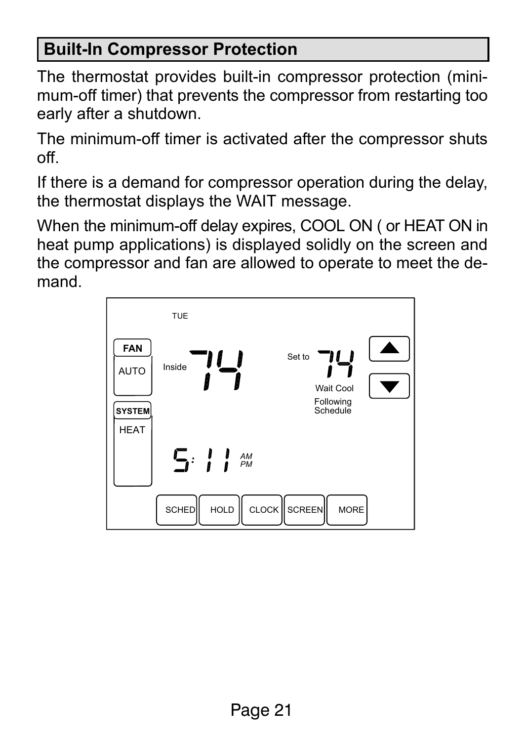## Built-In Compressor Protection

The thermostat provides built-in compressor protection (minimum-off timer) that prevents the compressor from restarting too early after a shutdown.

The minimum-off timer is activated after the compressor shuts off.

If there is a demand for compressor operation during the delay, the thermostat displays the WAIT message.

When the minimum-off delay expires, COOL ON ( or HEAT ON in heat pump applications) is displayed solidly on the screen and the compressor and fan are allowed to operate to meet the demand.

TUE

FAN AUTO

Inside 74

Set to 74

Wait Cool

Following Schedule

SYSTEM HEAT

5:11 AM PM

SCHED HOLD CLOCK SCREEN MORE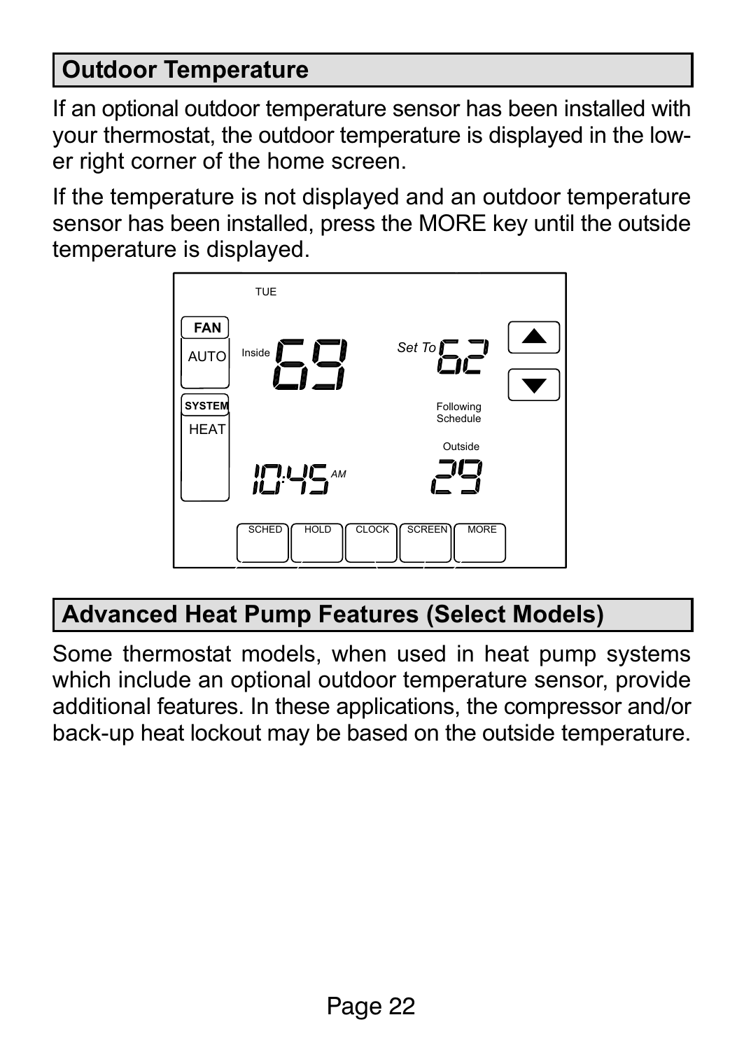## Outdoor Temperature

If an optional outdoor temperature sensor has been installed with your thermostat, the outdoor temperature is displayed in the lower right corner of the home screen.

If the temperature is not displayed and an outdoor temperature sensor has been installed, press the MORE key until the outside temperature is displayed.

TUE

FAN AUTO Inside 69 Set To 62

SYSTEM HEAT Following Schedule

Outside

10:45 AM 29

SCHED HOLD CLOCK SCREEN MORE

## Advanced Heat Pump Features (Select Models)

Some thermostat models, when used in heat pump systems which include an optional outdoor temperature sensor, provide additional features. In these applications, the compressor and/or back-up heat lockout may be based on the outside temperature.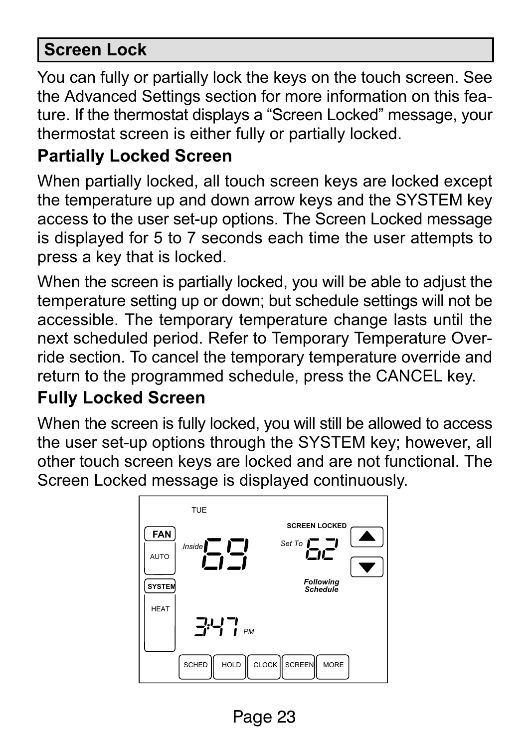## Screen Lock

You can fully or partially lock the keys on the touch screen. See the Advanced Settings section for more information on this feature. If the thermostat displays a “Screen Locked” message, your thermostat screen is either fully or partially locked.

### Partially Locked Screen

When partially locked, all touch screen keys are locked except the temperature up and down arrow keys and the SYSTEM key access to the user set-up options. The Screen Locked message is displayed for 5 to 7 seconds each time the user attempts to press a key that is locked.

When the screen is partially locked, you will be able to adjust the temperature setting up or down; but schedule settings will not be accessible. The temporary temperature change lasts until the next scheduled period. Refer to Temporary Temperature Override section. To cancel the temporary temperature override and return to the programmed schedule, press the CANCEL key.

### Fully Locked Screen

When the screen is fully locked, you will still be allowed to access the user set-up options through the SYSTEM key; however, all other touch screen keys are locked and are not functional. The Screen Locked message is displayed continuously.

TUE

SCREEN LOCKED

FAN

AUTO

Inside 69

Set To 62

SYSTEM

*Following Schedule*

HEAT

3:47 *PM*

SCHED HOLD CLOCK SCREEN MORE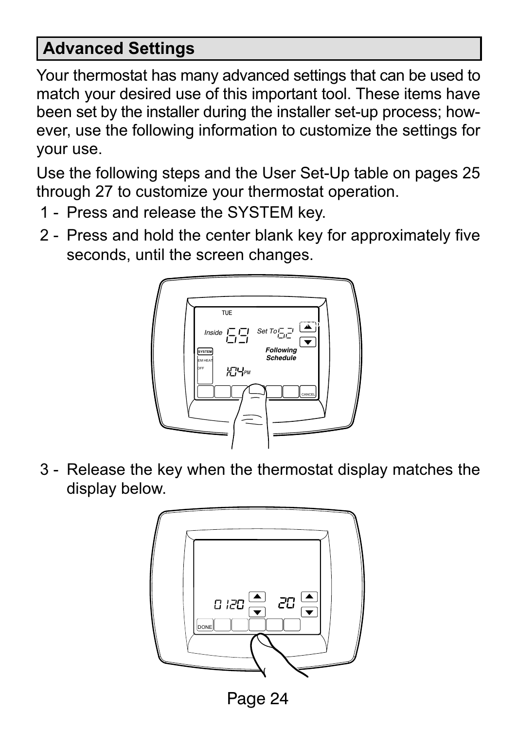## Advanced Settings

Your thermostat has many advanced settings that can be used to match your desired use of this important tool. These items have been set by the installer during the installer set-up process; however, use the following information to customize the settings for your use.

Use the following steps and the User Set-Up table on pages 25 through 27 to customize your thermostat operation.

1 - Press and release the SYSTEM key.

2 - Press and hold the center blank key for approximately five seconds, until the screen changes.

3 - Release the key when the thermostat display matches the display below.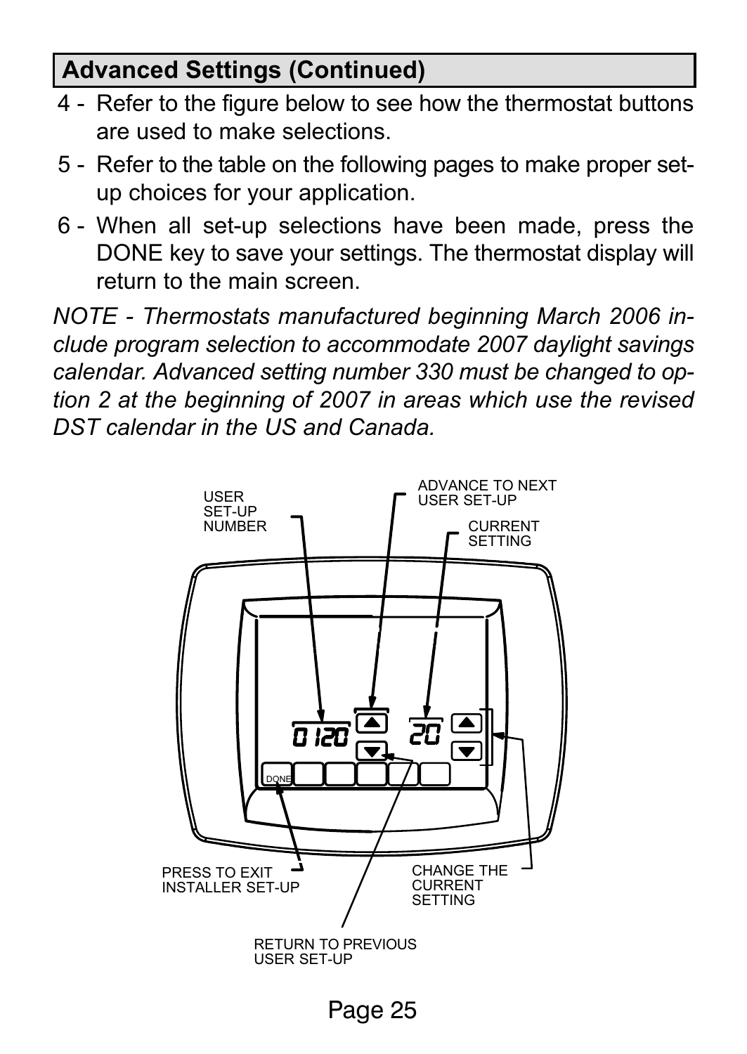## Advanced Settings (Continued)

4 - Refer to the figure below to see how the thermostat buttons are used to make selections.

5 - Refer to the table on the following pages to make proper set-up choices for your application.

6 - When all set-up selections have been made, press the DONE key to save your settings. The thermostat display will return to the main screen.

*NOTE - Thermostats manufactured beginning March 2006 include program selection to accommodate 2007 daylight savings calendar. Advanced setting number 330 must be changed to option 2 at the beginning of 2007 in areas which use the revised DST calendar in the US and Canada.*

USER SET-UP NUMBER

ADVANCE TO NEXT USER SET-UP

CURRENT SETTING

0120

20

DONE

PRESS TO EXIT INSTALLER SET-UP

CHANGE THE CURRENT SETTING

RETURN TO PREVIOUS USER SET-UP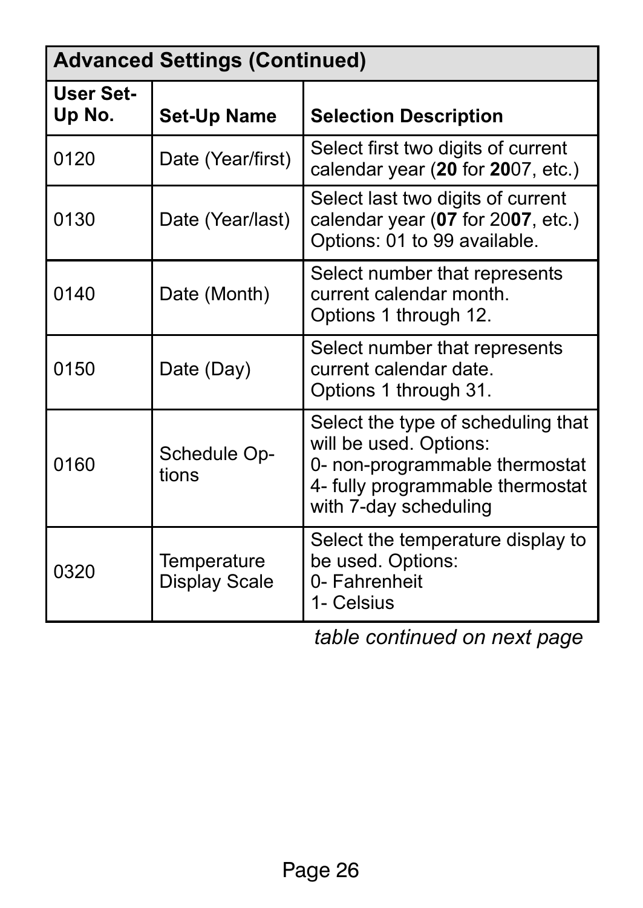| Advanced Settings (Continued) | | |
|---|---|---|
| **User Set-Up No.** | **Set-Up Name** | **Selection Description** |
| 0120 | Date (Year/first) | Select first two digits of current calendar year (**20** for **20**07, etc.) |
| 0130 | Date (Year/last) | Select last two digits of current calendar year (**07** for 20**07**, etc.) Options: 01 to 99 available. |
| 0140 | Date (Month) | Select number that represents current calendar month. Options 1 through 12. |
| 0150 | Date (Day) | Select number that represents current calendar date. Options 1 through 31. |
| 0160 | Schedule Options | Select the type of scheduling that will be used. Options: 0- non-programmable thermostat 4- fully programmable thermostat with 7-day scheduling |
| 0320 | Temperature Display Scale | Select the temperature display to be used. Options: 0- Fahrenheit 1- Celsius |

*table continued on next page*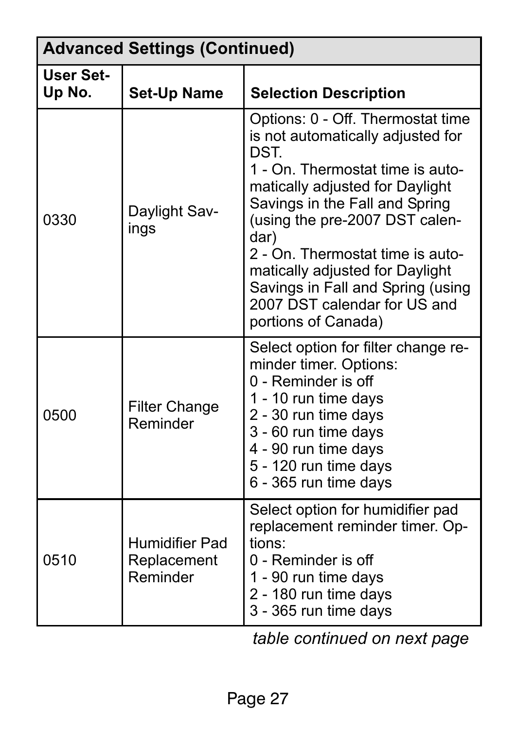| Advanced Settings (Continued) | | |
|---|---|---|
| **User Set-Up No.** | **Set-Up Name** | **Selection Description** |
| 0330 | Daylight Savings | Options: 0 - Off. Thermostat time is not automatically adjusted for DST.<br>1 - On. Thermostat time is automatically adjusted for Daylight Savings in the Fall and Spring (using the pre-2007 DST calendar)<br>2 - On. Thermostat time is automatically adjusted for Daylight Savings in Fall and Spring (using 2007 DST calendar for US and portions of Canada) |
| 0500 | Filter Change Reminder | Select option for filter change reminder timer. Options:<br>0 - Reminder is off<br>1 - 10 run time days<br>2 - 30 run time days<br>3 - 60 run time days<br>4 - 90 run time days<br>5 - 120 run time days<br>6 - 365 run time days |
| 0510 | Humidifier Pad Replacement Reminder | Select option for humidifier pad replacement reminder timer. Options:<br>0 - Reminder is off<br>1 - 90 run time days<br>2 - 180 run time days<br>3 - 365 run time days |

*table continued on next page*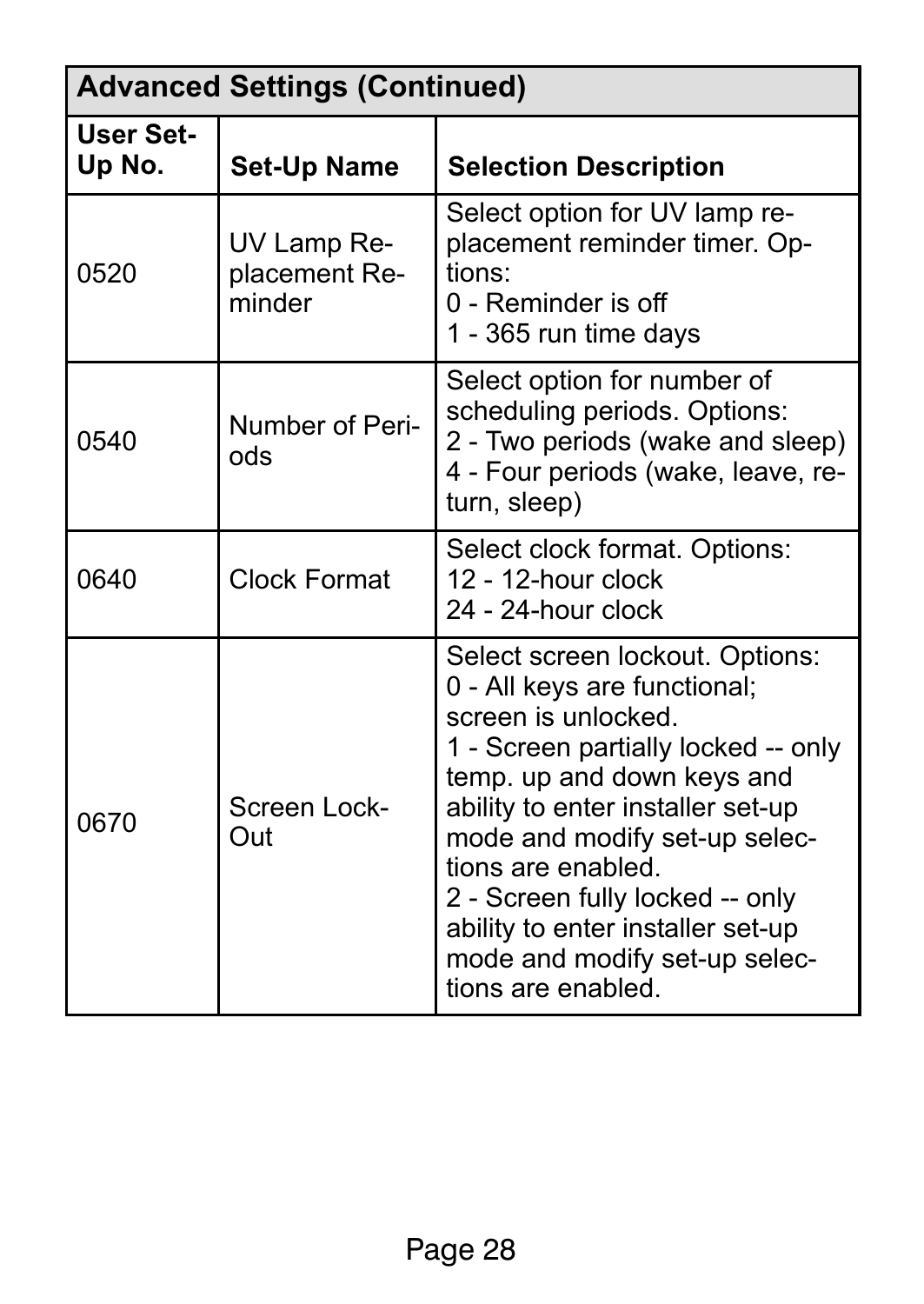| Advanced Settings (Continued) | | |
|---|---|---|
| **User Set-Up No.** | **Set-Up Name** | **Selection Description** |
| 0520 | UV Lamp Replacement Reminder | Select option for UV lamp replacement reminder timer. Options:<br>0 - Reminder is off<br>1 - 365 run time days |
| 0540 | Number of Periods | Select option for number of scheduling periods. Options:<br>2 - Two periods (wake and sleep)<br>4 - Four periods (wake, leave, return, sleep) |
| 0640 | Clock Format | Select clock format. Options:<br>12 - 12-hour clock<br>24 - 24-hour clock |
| 0670 | Screen Lock-Out | Select screen lockout. Options:<br>0 - All keys are functional; screen is unlocked.<br>1 - Screen partially locked -- only temp. up and down keys and ability to enter installer set-up mode and modify set-up selections are enabled.<br>2 - Screen fully locked -- only ability to enter installer set-up mode and modify set-up selections are enabled. |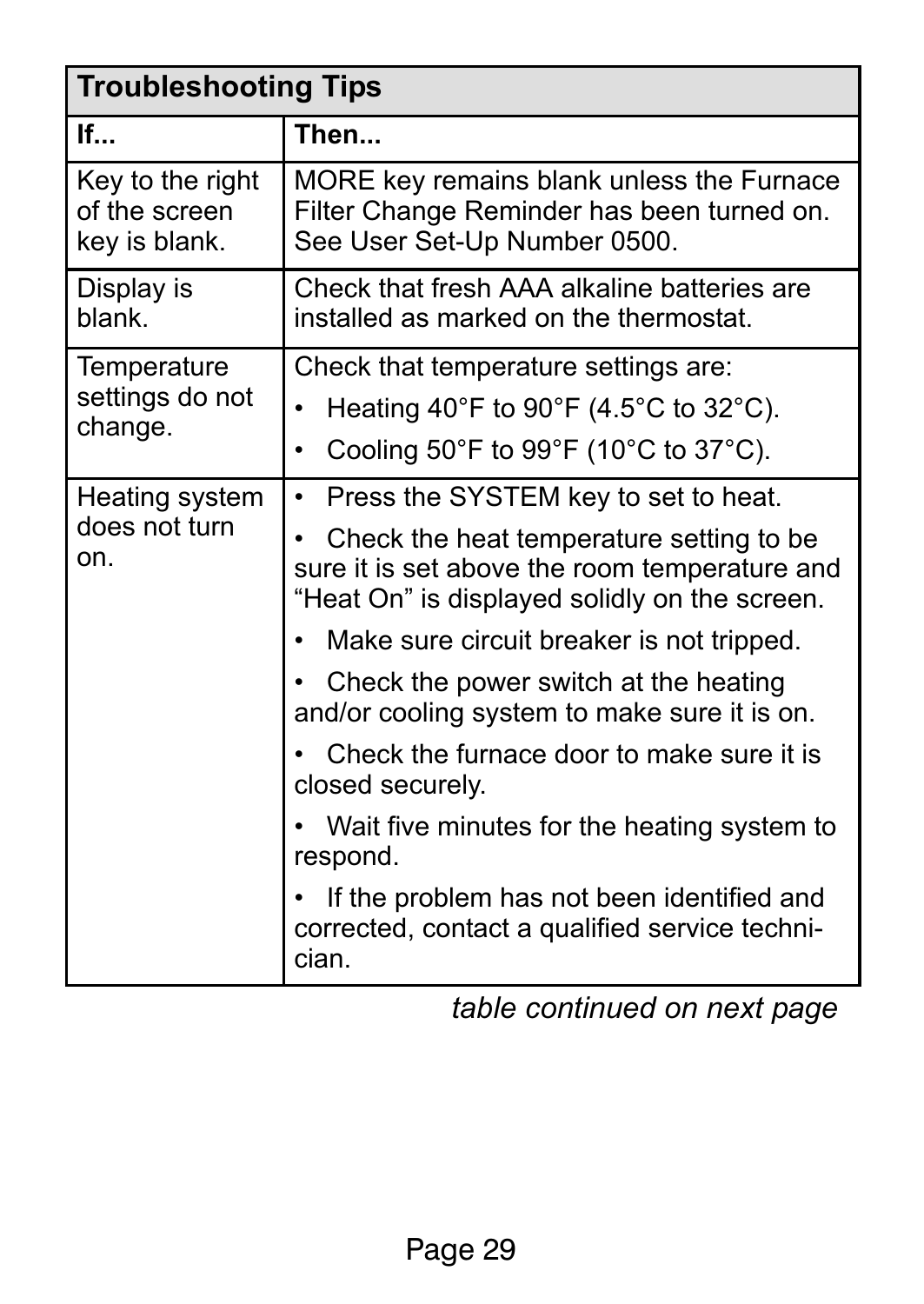## Troubleshooting Tips

| If... | Then... |
|---|---|
| Key to the right of the screen key is blank. | MORE key remains blank unless the Furnace Filter Change Reminder has been turned on. See User Set-Up Number 0500. |
| Display is blank. | Check that fresh AAA alkaline batteries are installed as marked on the thermostat. |
| Temperature settings do not change. | Check that temperature settings are:<br>• Heating 40°F to 90°F (4.5°C to 32°C).<br>• Cooling 50°F to 99°F (10°C to 37°C). |
| Heating system does not turn on. | • Press the SYSTEM key to set to heat.<br>• Check the heat temperature setting to be sure it is set above the room temperature and "Heat On" is displayed solidly on the screen.<br>• Make sure circuit breaker is not tripped.<br>• Check the power switch at the heating and/or cooling system to make sure it is on.<br>• Check the furnace door to make sure it is closed securely.<br>• Wait five minutes for the heating system to respond.<br>• If the problem has not been identified and corrected, contact a qualified service technician. |

*table continued on next page*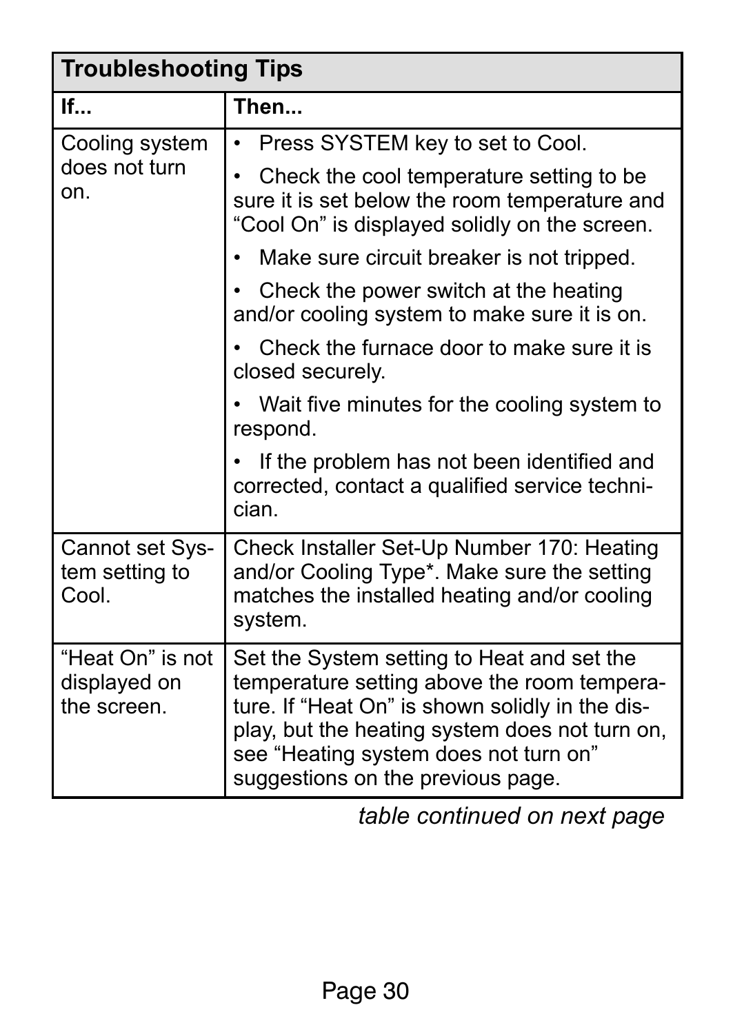| Troubleshooting Tips | |
|---|---|
| **If...** | **Then...** |
| Cooling system does not turn on. | • Press SYSTEM key to set to Cool.<br>• Check the cool temperature setting to be sure it is set below the room temperature and “Cool On” is displayed solidly on the screen.<br>• Make sure circuit breaker is not tripped.<br>• Check the power switch at the heating and/or cooling system to make sure it is on.<br>• Check the furnace door to make sure it is closed securely.<br>• Wait five minutes for the cooling system to respond.<br>• If the problem has not been identified and corrected, contact a qualified service technician. |
| Cannot set System setting to Cool. | Check Installer Set-Up Number 170: Heating and/or Cooling Type*. Make sure the setting matches the installed heating and/or cooling system. |
| “Heat On” is not displayed on the screen. | Set the System setting to Heat and set the temperature setting above the room temperature. If “Heat On” is shown solidly in the display, but the heating system does not turn on, see “Heating system does not turn on” suggestions on the previous page. |

*table continued on next page*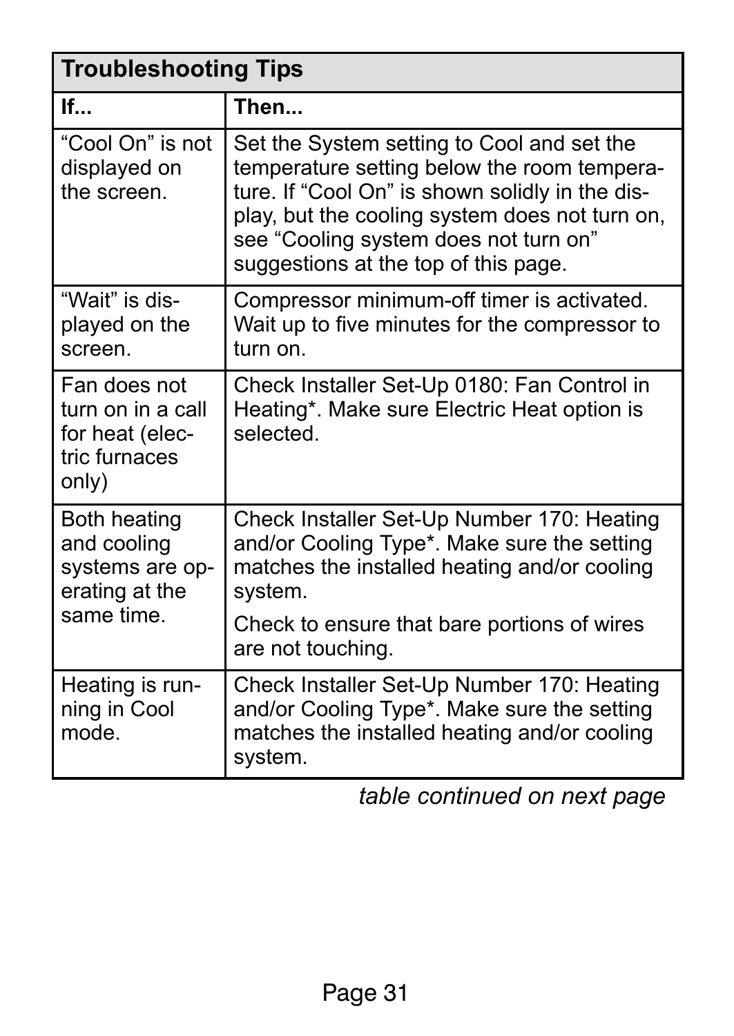| Troubleshooting Tips | |
|---|---|
| **If...** | **Then...** |
| “Cool On” is not displayed on the screen. | Set the System setting to Cool and set the temperature setting below the room temperature. If “Cool On” is shown solidly in the display, but the cooling system does not turn on, see “Cooling system does not turn on” suggestions at the top of this page. |
| “Wait” is displayed on the screen. | Compressor minimum-off timer is activated. Wait up to five minutes for the compressor to turn on. |
| Fan does not turn on in a call for heat (electric furnaces only) | Check Installer Set-Up 0180: Fan Control in Heating*. Make sure Electric Heat option is selected. |
| Both heating and cooling systems are operating at the same time. | Check Installer Set-Up Number 170: Heating and/or Cooling Type*. Make sure the setting matches the installed heating and/or cooling system.<br><br>Check to ensure that bare portions of wires are not touching. |
| Heating is running in Cool mode. | Check Installer Set-Up Number 170: Heating and/or Cooling Type*. Make sure the setting matches the installed heating and/or cooling system. |

*table continued on next page*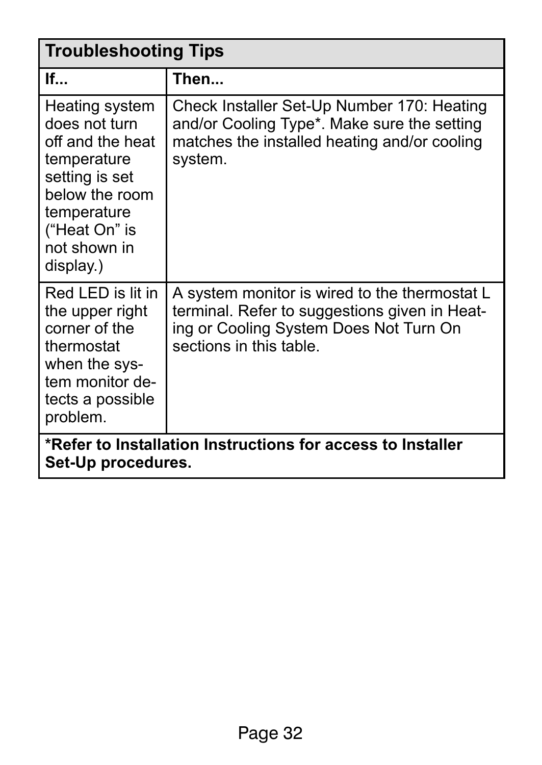## Troubleshooting Tips

| If... | Then... |
|---|---|
| Heating system does not turn off and the heat temperature setting is set below the room temperature (“Heat On” is not shown in display.) | Check Installer Set-Up Number 170: Heating and/or Cooling Type*. Make sure the setting matches the installed heating and/or cooling system. |
| Red LED is lit in the upper right corner of the thermostat when the system monitor detects a possible problem. | A system monitor is wired to the thermostat L terminal. Refer to suggestions given in Heating or Cooling System Does Not Turn On sections in this table. |

**\*Refer to Installation Instructions for access to Installer Set-Up procedures.**